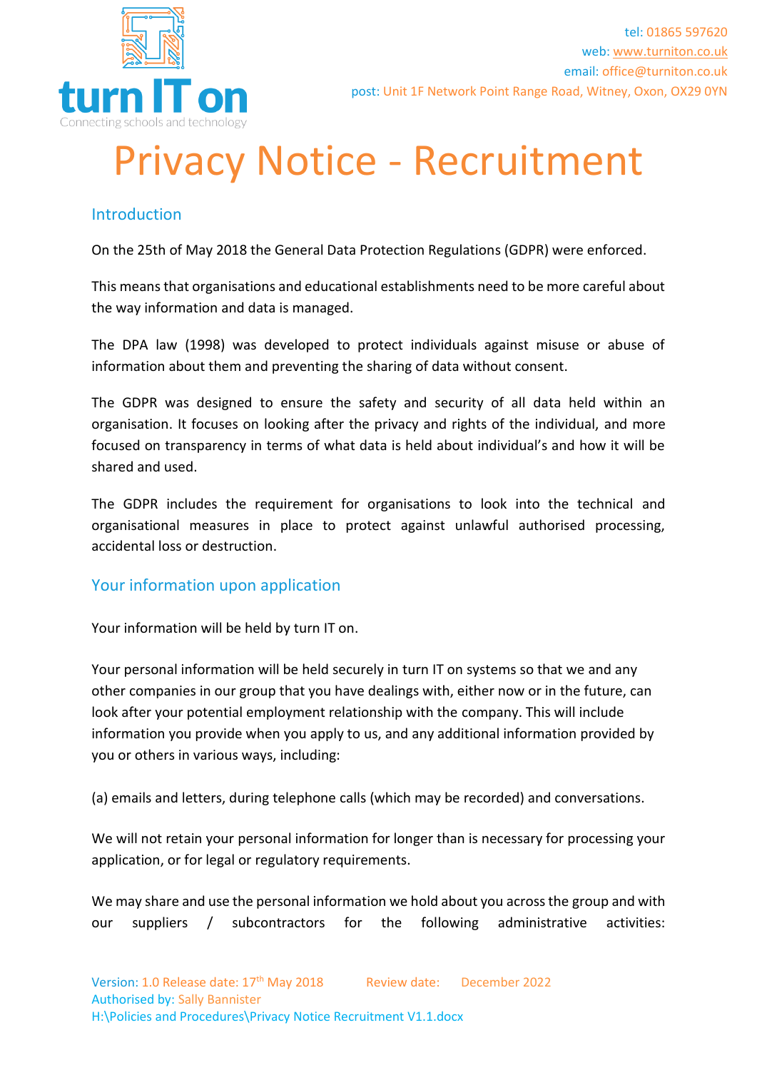turn IT on
Connecting schools and technology

tel: 01865 597620
web: www.turniton.co.uk
email: office@turniton.co.uk
post: Unit 1F Network Point Range Road, Witney, Oxon, OX29 0YN

# Privacy Notice - Recruitment

## Introduction

On the 25th of May 2018 the General Data Protection Regulations (GDPR) were enforced.

This means that organisations and educational establishments need to be more careful about the way information and data is managed.

The DPA law (1998) was developed to protect individuals against misuse or abuse of information about them and preventing the sharing of data without consent.

The GDPR was designed to ensure the safety and security of all data held within an organisation. It focuses on looking after the privacy and rights of the individual, and more focused on transparency in terms of what data is held about individual's and how it will be shared and used.

The GDPR includes the requirement for organisations to look into the technical and organisational measures in place to protect against unlawful authorised processing, accidental loss or destruction.

## Your information upon application

Your information will be held by turn IT on.

Your personal information will be held securely in turn IT on systems so that we and any other companies in our group that you have dealings with, either now or in the future, can look after your potential employment relationship with the company. This will include information you provide when you apply to us, and any additional information provided by you or others in various ways, including:

(a) emails and letters, during telephone calls (which may be recorded) and conversations.

We will not retain your personal information for longer than is necessary for processing your application, or for legal or regulatory requirements.

We may share and use the personal information we hold about you across the group and with our suppliers / subcontractors for the following administrative activities:

Version: 1.0 Release date: 17th May 2018 Review date: December 2022
Authorised by: Sally Bannister
H:\Policies and Procedures\Privacy Notice Recruitment V1.1.docx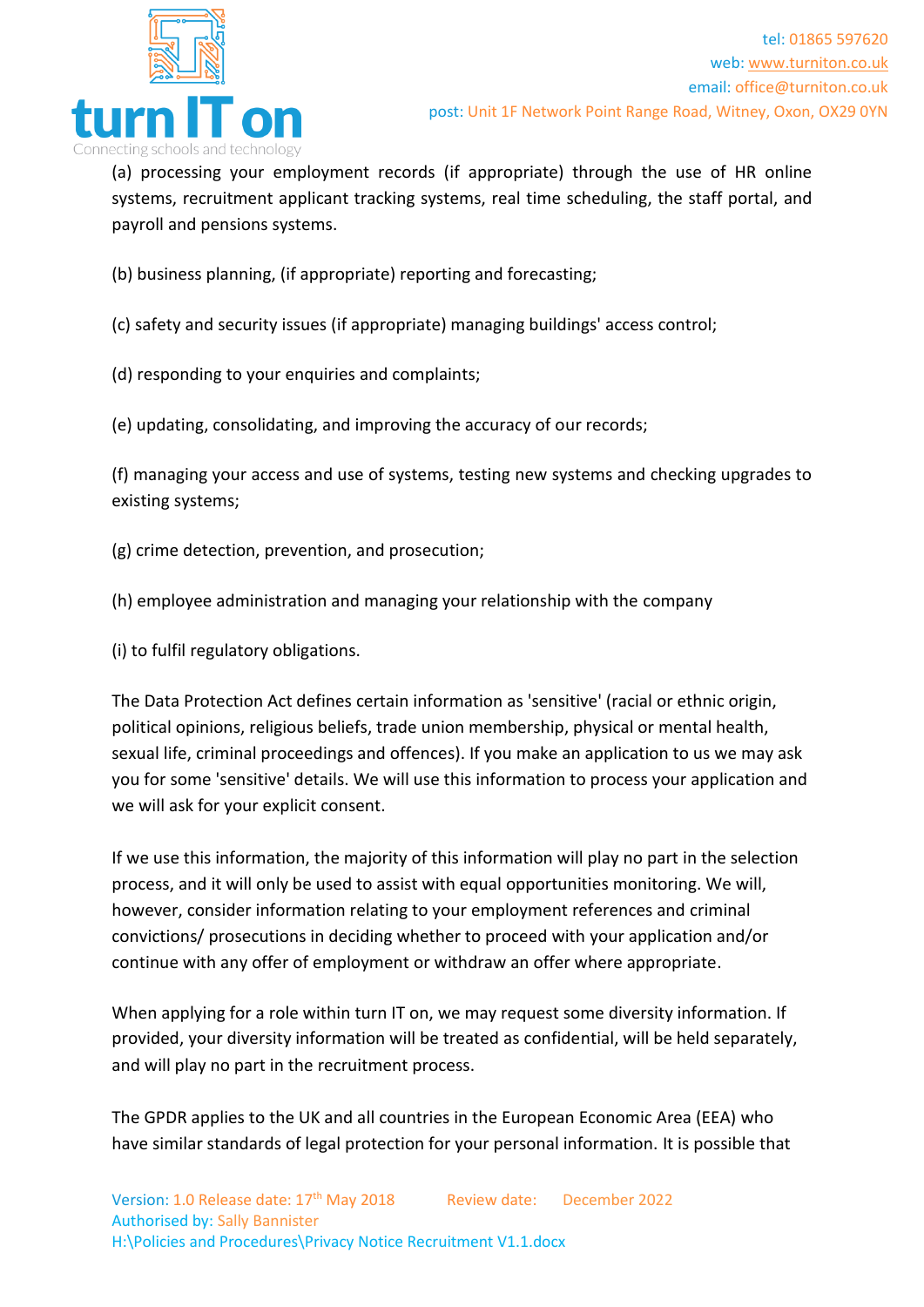(a) processing your employment records (if appropriate) through the use of HR online systems, recruitment applicant tracking systems, real time scheduling, the staff portal, and payroll and pensions systems.

(b) business planning, (if appropriate) reporting and forecasting;

(c) safety and security issues (if appropriate) managing buildings' access control;

(d) responding to your enquiries and complaints;

(e) updating, consolidating, and improving the accuracy of our records;

(f) managing your access and use of systems, testing new systems and checking upgrades to existing systems;

(g) crime detection, prevention, and prosecution;

(h) employee administration and managing your relationship with the company

(i) to fulfil regulatory obligations.

The Data Protection Act defines certain information as 'sensitive' (racial or ethnic origin, political opinions, religious beliefs, trade union membership, physical or mental health, sexual life, criminal proceedings and offences). If you make an application to us we may ask you for some 'sensitive' details. We will use this information to process your application and we will ask for your explicit consent.

If we use this information, the majority of this information will play no part in the selection process, and it will only be used to assist with equal opportunities monitoring. We will, however, consider information relating to your employment references and criminal convictions/ prosecutions in deciding whether to proceed with your application and/or continue with any offer of employment or withdraw an offer where appropriate.

When applying for a role within turn IT on, we may request some diversity information. If provided, your diversity information will be treated as confidential, will be held separately, and will play no part in the recruitment process.

The GPDR applies to the UK and all countries in the European Economic Area (EEA) who have similar standards of legal protection for your personal information. It is possible that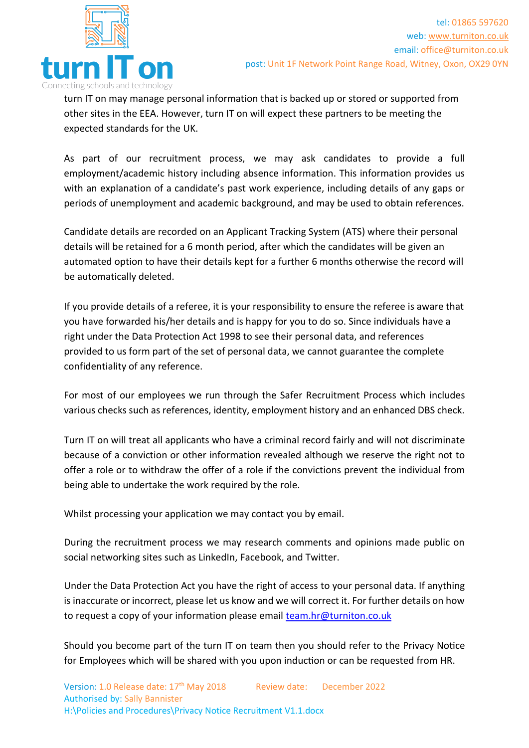turn IT on may manage personal information that is backed up or stored or supported from other sites in the EEA. However, turn IT on will expect these partners to be meeting the expected standards for the UK.

As part of our recruitment process, we may ask candidates to provide a full employment/academic history including absence information. This information provides us with an explanation of a candidate's past work experience, including details of any gaps or periods of unemployment and academic background, and may be used to obtain references.

Candidate details are recorded on an Applicant Tracking System (ATS) where their personal details will be retained for a 6 month period, after which the candidates will be given an automated option to have their details kept for a further 6 months otherwise the record will be automatically deleted.

If you provide details of a referee, it is your responsibility to ensure the referee is aware that you have forwarded his/her details and is happy for you to do so. Since individuals have a right under the Data Protection Act 1998 to see their personal data, and references provided to us form part of the set of personal data, we cannot guarantee the complete confidentiality of any reference.

For most of our employees we run through the Safer Recruitment Process which includes various checks such as references, identity, employment history and an enhanced DBS check.

Turn IT on will treat all applicants who have a criminal record fairly and will not discriminate because of a conviction or other information revealed although we reserve the right not to offer a role or to withdraw the offer of a role if the convictions prevent the individual from being able to undertake the work required by the role.

Whilst processing your application we may contact you by email.

During the recruitment process we may research comments and opinions made public on social networking sites such as LinkedIn, Facebook, and Twitter.

Under the Data Protection Act you have the right of access to your personal data. If anything is inaccurate or incorrect, please let us know and we will correct it. For further details on how to request a copy of your information please email team.hr@turniton.co.uk

Should you become part of the turn IT on team then you should refer to the Privacy Notice for Employees which will be shared with you upon induction or can be requested from HR.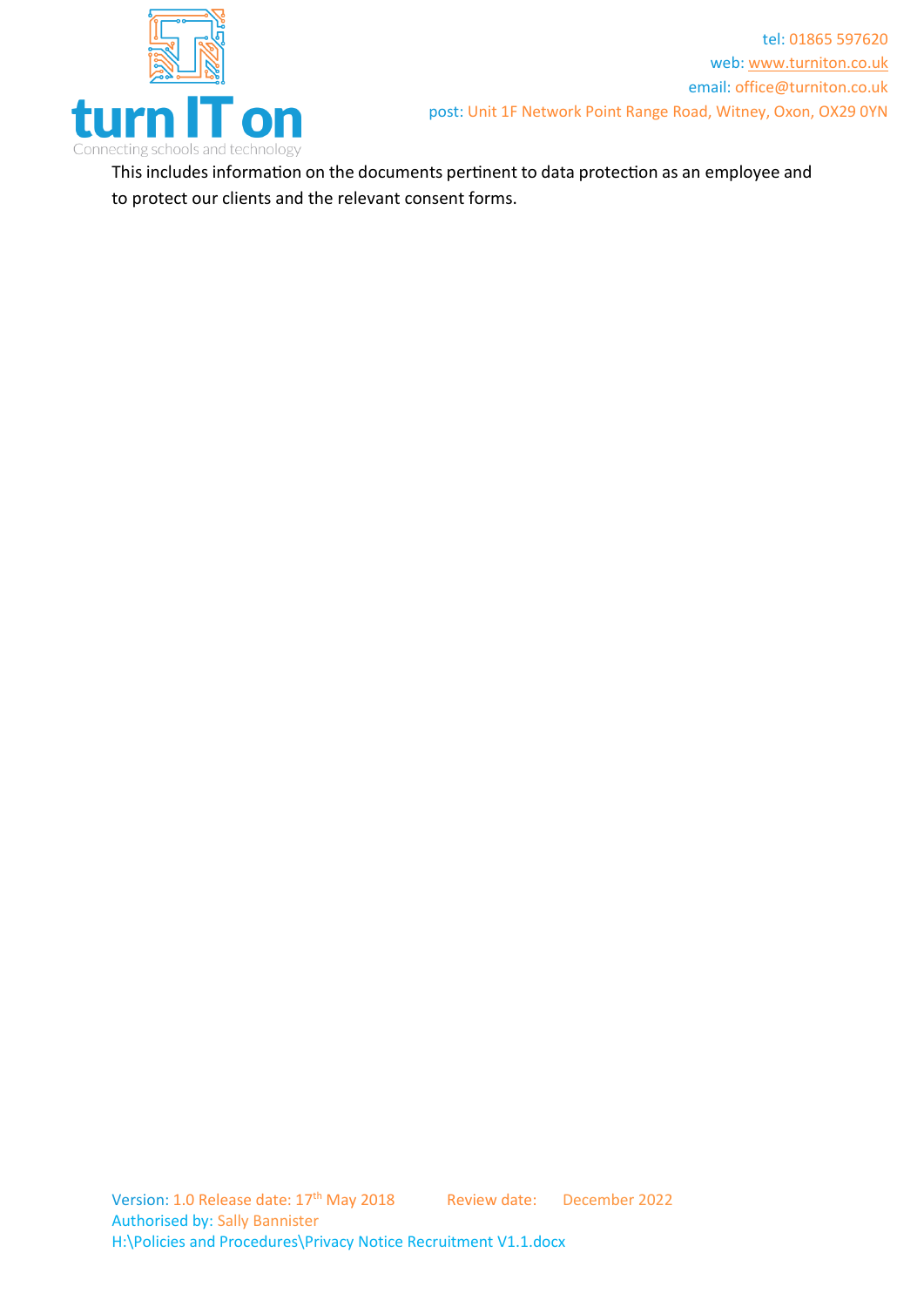This includes information on the documents pertinent to data protection as an employee and to protect our clients and the relevant consent forms.